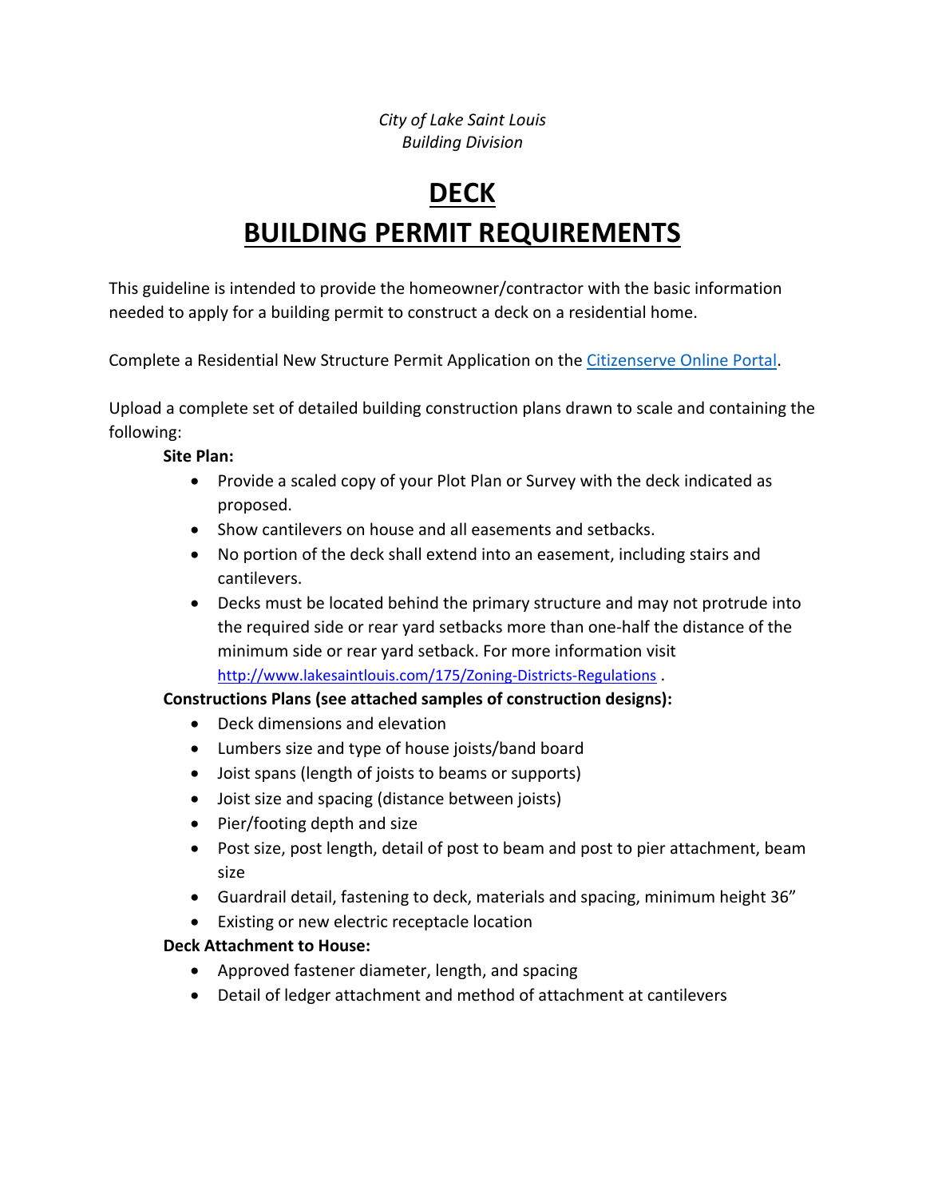*City of Lake Saint Louis*
*Building Division*

# DECK
# BUILDING PERMIT REQUIREMENTS

This guideline is intended to provide the homeowner/contractor with the basic information needed to apply for a building permit to construct a deck on a residential home.

Complete a Residential New Structure Permit Application on the [Citizenserve Online Portal](Citizenserve Online Portal).

Upload a complete set of detailed building construction plans drawn to scale and containing the following:

**Site Plan:**

- Provide a scaled copy of your Plot Plan or Survey with the deck indicated as proposed.
- Show cantilevers on house and all easements and setbacks.
- No portion of the deck shall extend into an easement, including stairs and cantilevers.
- Decks must be located behind the primary structure and may not protrude into the required side or rear yard setbacks more than one-half the distance of the minimum side or rear yard setback. For more information visit http://www.lakesaintlouis.com/175/Zoning-Districts-Regulations .

**Constructions Plans (see attached samples of construction designs):**

- Deck dimensions and elevation
- Lumbers size and type of house joists/band board
- Joist spans (length of joists to beams or supports)
- Joist size and spacing (distance between joists)
- Pier/footing depth and size
- Post size, post length, detail of post to beam and post to pier attachment, beam size
- Guardrail detail, fastening to deck, materials and spacing, minimum height 36"
- Existing or new electric receptacle location

**Deck Attachment to House:**

- Approved fastener diameter, length, and spacing
- Detail of ledger attachment and method of attachment at cantilevers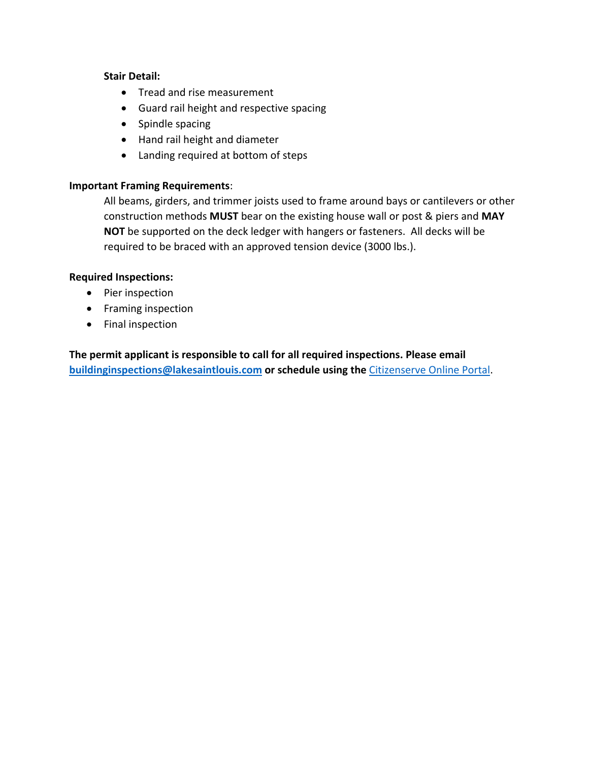**Stair Detail:**

- Tread and rise measurement
- Guard rail height and respective spacing
- Spindle spacing
- Hand rail height and diameter
- Landing required at bottom of steps

**Important Framing Requirements**:

All beams, girders, and trimmer joists used to frame around bays or cantilevers or other construction methods **MUST** bear on the existing house wall or post & piers and **MAY NOT** be supported on the deck ledger with hangers or fasteners. All decks will be required to be braced with an approved tension device (3000 lbs.).

**Required Inspections:**

- Pier inspection
- Framing inspection
- Final inspection

**The permit applicant is responsible to call for all required inspections. Please email buildinginspections@lakesaintlouis.com or schedule using the** Citizenserve Online Portal.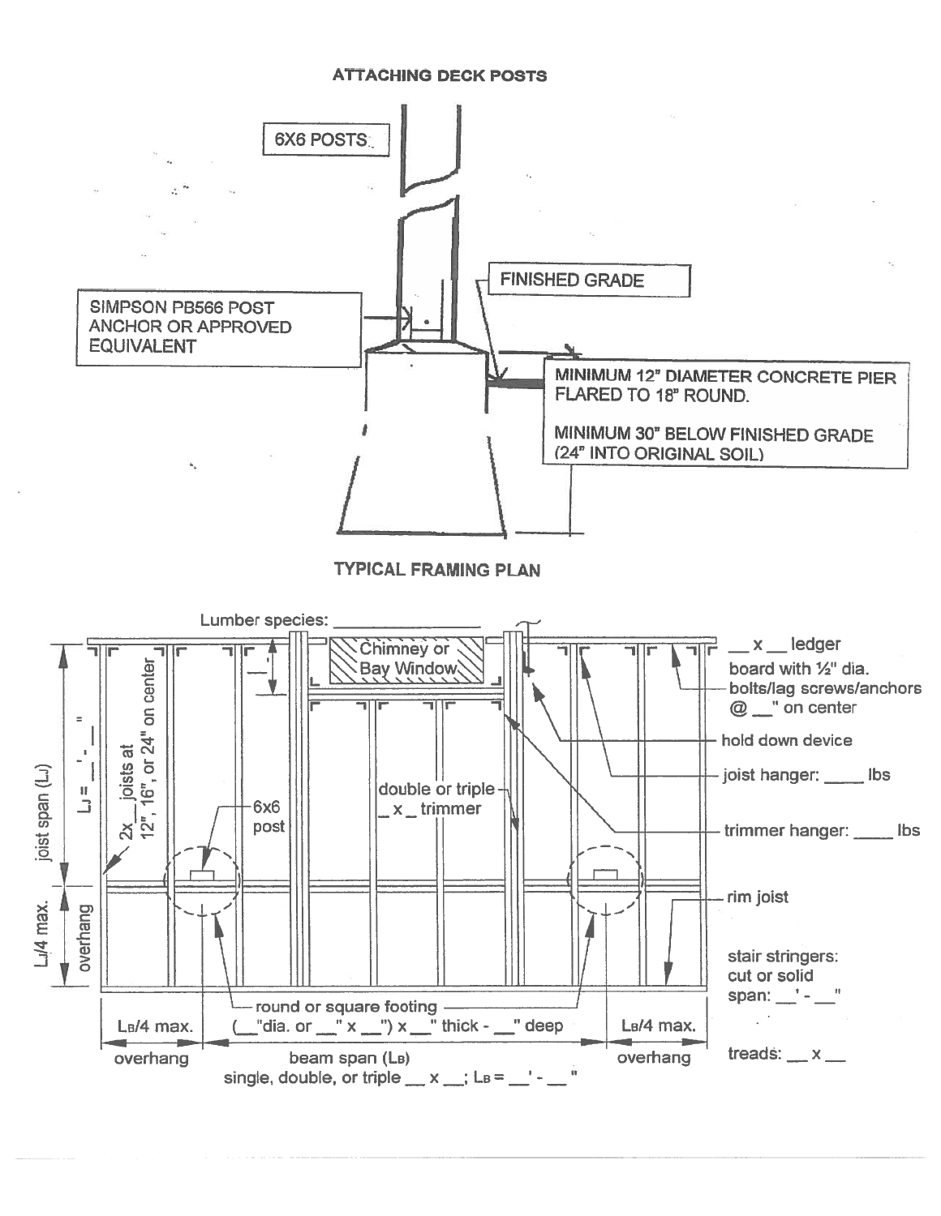## ATTACHING DECK POSTS

6X6 POSTS

SIMPSON PB566 POST ANCHOR OR APPROVED EQUIVALENT

FINISHED GRADE

MINIMUM 12" DIAMETER CONCRETE PIER FLARED TO 18" ROUND.

MINIMUM 30" BELOW FINISHED GRADE (24" INTO ORIGINAL SOIL)

## TYPICAL FRAMING PLAN

Lumber species: ______________

Chimney or Bay Window

__'

__ x __ ledger board with ½" dia. bolts/lag screws/anchors @ __" on center

hold down device

joist hanger: ____ lbs

trimmer hanger: ____ lbs

rim joist

stair stringers: cut or solid span: __' - __"

treads: __ x __

joist span ($L_J$) $L_J$ = __' - __"

2x__ joists at 12", 16", or 24" on center

6x6 post

double or triple __ x __ trimmer

$L_J$/4 max. overhang

round or square footing (__"dia. or __" x __") x __" thick - __" deep

$L_B$/4 max. overhang

beam span ($L_B$) single, double, or triple __ x __; $L_B$ = __' - __"

$L_B$/4 max. overhang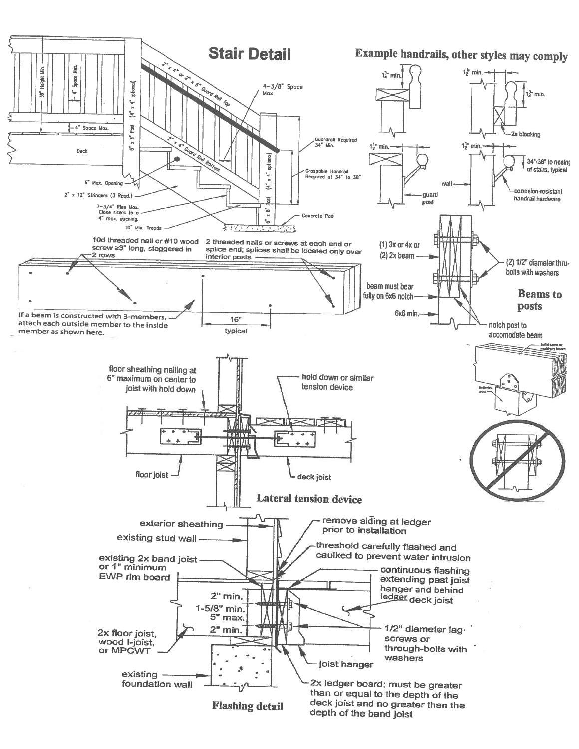## Stair Detail

36" Height Min.

4" Space Max.

4" Space Max.

Deck

6" x 6" Post (4" x 4" optional)

2" x 4" or 2" x 6" Guard Rail Top

4-3/8" Space Max

2" x 4" Guard Rail Bottom

Guardrail Required 34" Min.

Graspable Handrail Required at 34" to 38"

6" Max. Opening

2" x 12" Stringers (3 Reqd.)

7-3/4" Rise Max. Close risers to a 4" max. opening.

10" Min. Treads

Concrete Pad

6" x 6" Post (4" x 4" optional)

## Example handrails, other styles may comply

$1\frac{3}{4}$" min.

$1\frac{1}{2}$" min.

$1\frac{3}{4}$" min.

2x blocking

$1\frac{1}{2}$" min.

guard post

$1\frac{1}{2}$" min.

wall

34"-38" to nosing of stairs, typical

corrosion-resistant handrail hardware

10d threaded nail or #10 wood screw ≥3" long, staggered in 2 rows

2 threaded nails or screws at each end or splice end; splices shall be located only over interior posts

If a beam is constructed with 3-members, attach each outside member to the inside member as shown here.

16" typical

## Beams to posts

(1) 3x or 4x or (2) 2x beam

(2) 1/2" diameter thru-bolts with washers

beam must bear fully on 6x6 notch

6x6 min.

notch post to accomodate beam

Solid sawn or multi-ply beam

6x6 min. post

## Lateral tension device

floor sheathing nailing at 6" maximum on center to joist with hold down

hold down or similar tension device

floor joist

deck joist

## Flashing detail

exterior sheathing

existing stud wall

existing 2x band joist or 1" minimum EWP rim board

2" min.

1-5/8" min. 5" max.

2" min.

2x floor joist, wood I-joist, or MPCWT

existing foundation wall

remove siding at ledger prior to installation

threshold carefully flashed and caulked to prevent water intrusion

continuous flashing extending past joist hanger and behind ledger

deck joist

1/2" diameter lag screws or through-bolts with washers

joist hanger

2x ledger board; must be greater than or equal to the depth of the deck joist and no greater than the depth of the band joist